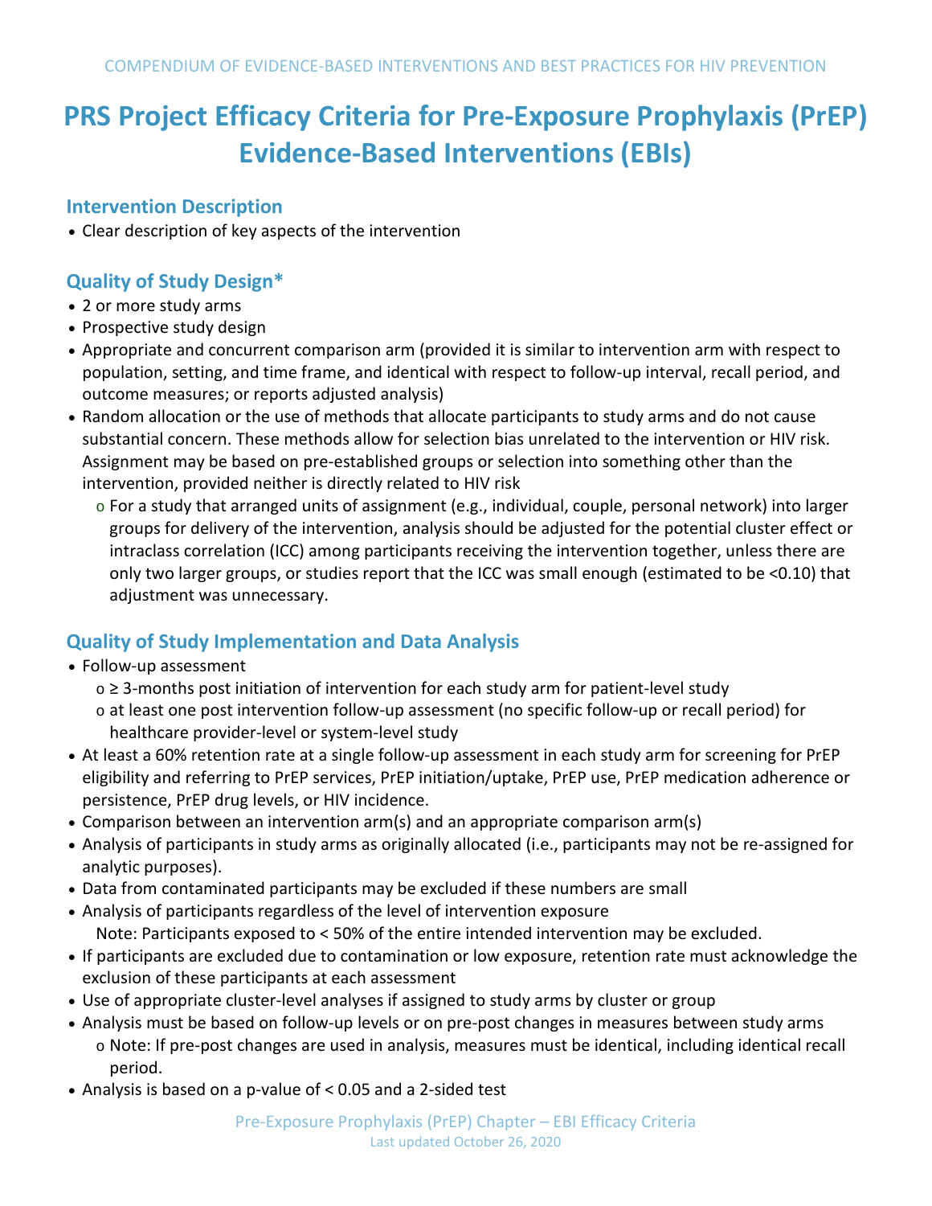# PRS Project Efficacy Criteria for Pre-Exposure Prophylaxis (PrEP) Evidence-Based Interventions (EBIs)

## Intervention Description

- Clear description of key aspects of the intervention

## Quality of Study Design*

- 2 or more study arms
- Prospective study design
- Appropriate and concurrent comparison arm (provided it is similar to intervention arm with respect to population, setting, and time frame, and identical with respect to follow-up interval, recall period, and outcome measures; or reports adjusted analysis)
- Random allocation or the use of methods that allocate participants to study arms and do not cause substantial concern. These methods allow for selection bias unrelated to the intervention or HIV risk. Assignment may be based on pre-established groups or selection into something other than the intervention, provided neither is directly related to HIV risk
    - For a study that arranged units of assignment (e.g., individual, couple, personal network) into larger groups for delivery of the intervention, analysis should be adjusted for the potential cluster effect or intraclass correlation (ICC) among participants receiving the intervention together, unless there are only two larger groups, or studies report that the ICC was small enough (estimated to be <0.10) that adjustment was unnecessary.

## Quality of Study Implementation and Data Analysis

- Follow-up assessment
    - ≥ 3-months post initiation of intervention for each study arm for patient-level study
    - at least one post intervention follow-up assessment (no specific follow-up or recall period) for healthcare provider-level or system-level study
- At least a 60% retention rate at a single follow-up assessment in each study arm for screening for PrEP eligibility and referring to PrEP services, PrEP initiation/uptake, PrEP use, PrEP medication adherence or persistence, PrEP drug levels, or HIV incidence.
- Comparison between an intervention arm(s) and an appropriate comparison arm(s)
- Analysis of participants in study arms as originally allocated (i.e., participants may not be re-assigned for analytic purposes).
- Data from contaminated participants may be excluded if these numbers are small
- Analysis of participants regardless of the level of intervention exposure
  Note: Participants exposed to < 50% of the entire intended intervention may be excluded.
- If participants are excluded due to contamination or low exposure, retention rate must acknowledge the exclusion of these participants at each assessment
- Use of appropriate cluster-level analyses if assigned to study arms by cluster or group
- Analysis must be based on follow-up levels or on pre-post changes in measures between study arms
    - Note: If pre-post changes are used in analysis, measures must be identical, including identical recall period.
- Analysis is based on a p-value of < 0.05 and a 2-sided test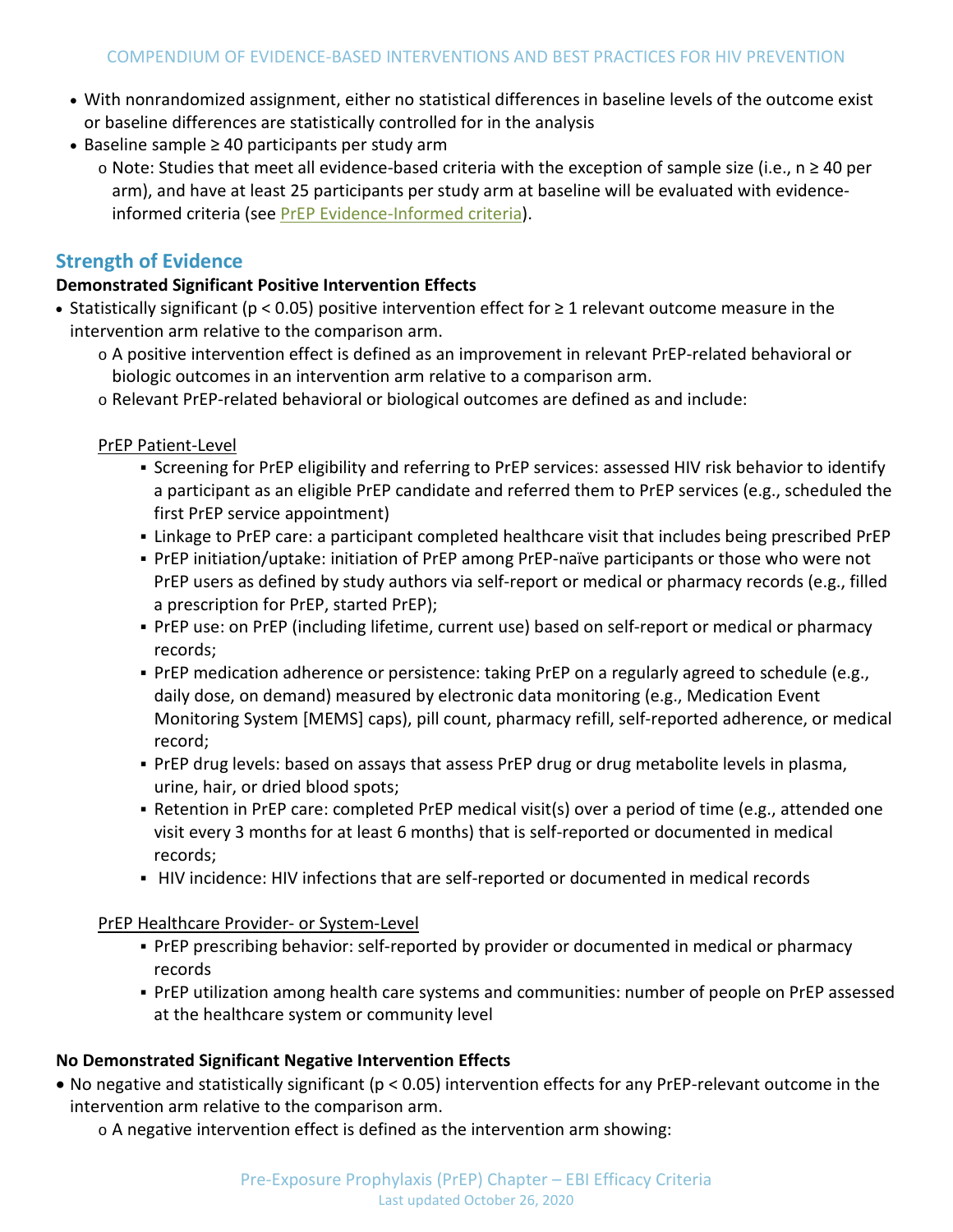- With nonrandomized assignment, either no statistical differences in baseline levels of the outcome exist or baseline differences are statistically controlled for in the analysis
- Baseline sample ≥ 40 participants per study arm
  - Note: Studies that meet all evidence-based criteria with the exception of sample size (i.e., n ≥ 40 per arm), and have at least 25 participants per study arm at baseline will be evaluated with evidence-informed criteria (see PrEP Evidence-Informed criteria).

## Strength of Evidence

**Demonstrated Significant Positive Intervention Effects**

- Statistically significant ($p < 0.05$) positive intervention effect for ≥ 1 relevant outcome measure in the intervention arm relative to the comparison arm.
  - A positive intervention effect is defined as an improvement in relevant PrEP-related behavioral or biologic outcomes in an intervention arm relative to a comparison arm.
  - Relevant PrEP-related behavioral or biological outcomes are defined as and include:

    PrEP Patient-Level

    - Screening for PrEP eligibility and referring to PrEP services: assessed HIV risk behavior to identify a participant as an eligible PrEP candidate and referred them to PrEP services (e.g., scheduled the first PrEP service appointment)
    - Linkage to PrEP care: a participant completed healthcare visit that includes being prescribed PrEP
    - PrEP initiation/uptake: initiation of PrEP among PrEP-naïve participants or those who were not PrEP users as defined by study authors via self-report or medical or pharmacy records (e.g., filled a prescription for PrEP, started PrEP);
    - PrEP use: on PrEP (including lifetime, current use) based on self-report or medical or pharmacy records;
    - PrEP medication adherence or persistence: taking PrEP on a regularly agreed to schedule (e.g., daily dose, on demand) measured by electronic data monitoring (e.g., Medication Event Monitoring System [MEMS] caps), pill count, pharmacy refill, self-reported adherence, or medical record;
    - PrEP drug levels: based on assays that assess PrEP drug or drug metabolite levels in plasma, urine, hair, or dried blood spots;
    - Retention in PrEP care: completed PrEP medical visit(s) over a period of time (e.g., attended one visit every 3 months for at least 6 months) that is self-reported or documented in medical records;
    - HIV incidence: HIV infections that are self-reported or documented in medical records

    PrEP Healthcare Provider- or System-Level

    - PrEP prescribing behavior: self-reported by provider or documented in medical or pharmacy records
    - PrEP utilization among health care systems and communities: number of people on PrEP assessed at the healthcare system or community level

**No Demonstrated Significant Negative Intervention Effects**

- No negative and statistically significant ($p < 0.05$) intervention effects for any PrEP-relevant outcome in the intervention arm relative to the comparison arm.
  - A negative intervention effect is defined as the intervention arm showing: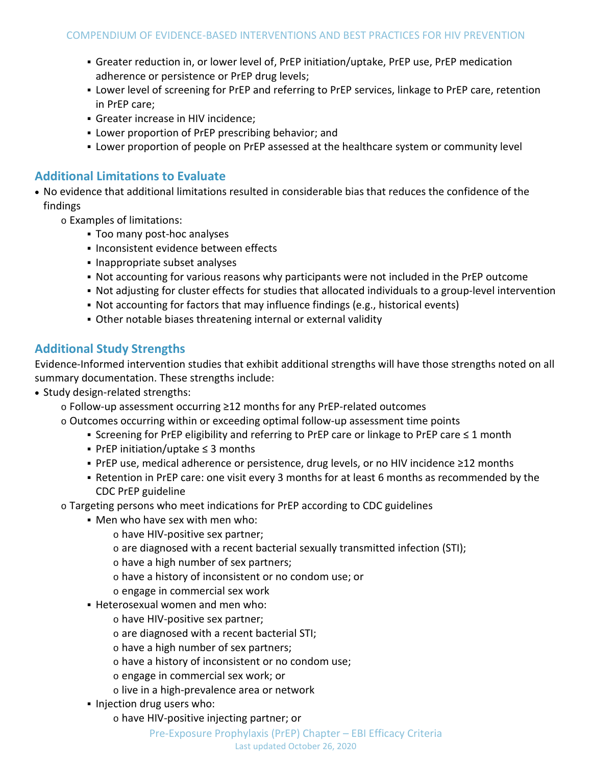- Greater reduction in, or lower level of, PrEP initiation/uptake, PrEP use, PrEP medication adherence or persistence or PrEP drug levels;
- Lower level of screening for PrEP and referring to PrEP services, linkage to PrEP care, retention in PrEP care;
- Greater increase in HIV incidence;
- Lower proportion of PrEP prescribing behavior; and
- Lower proportion of people on PrEP assessed at the healthcare system or community level

## Additional Limitations to Evaluate

- No evidence that additional limitations resulted in considerable bias that reduces the confidence of the findings
  - Examples of limitations:
    - Too many post-hoc analyses
    - Inconsistent evidence between effects
    - Inappropriate subset analyses
    - Not accounting for various reasons why participants were not included in the PrEP outcome
    - Not adjusting for cluster effects for studies that allocated individuals to a group-level intervention
    - Not accounting for factors that may influence findings (e.g., historical events)
    - Other notable biases threatening internal or external validity

## Additional Study Strengths

Evidence-Informed intervention studies that exhibit additional strengths will have those strengths noted on all summary documentation. These strengths include:

- Study design-related strengths:
  - Follow-up assessment occurring ≥12 months for any PrEP-related outcomes
  - Outcomes occurring within or exceeding optimal follow-up assessment time points
    - Screening for PrEP eligibility and referring to PrEP care or linkage to PrEP care ≤ 1 month
    - PrEP initiation/uptake ≤ 3 months
    - PrEP use, medical adherence or persistence, drug levels, or no HIV incidence ≥12 months
    - Retention in PrEP care: one visit every 3 months for at least 6 months as recommended by the CDC PrEP guideline
  - Targeting persons who meet indications for PrEP according to CDC guidelines
    - Men who have sex with men who:
      - have HIV-positive sex partner;
      - are diagnosed with a recent bacterial sexually transmitted infection (STI);
      - have a high number of sex partners;
      - have a history of inconsistent or no condom use; or
      - engage in commercial sex work
    - Heterosexual women and men who:
      - have HIV-positive sex partner;
      - are diagnosed with a recent bacterial STI;
      - have a high number of sex partners;
      - have a history of inconsistent or no condom use;
      - engage in commercial sex work; or
      - live in a high-prevalence area or network
    - Injection drug users who:
      - have HIV-positive injecting partner; or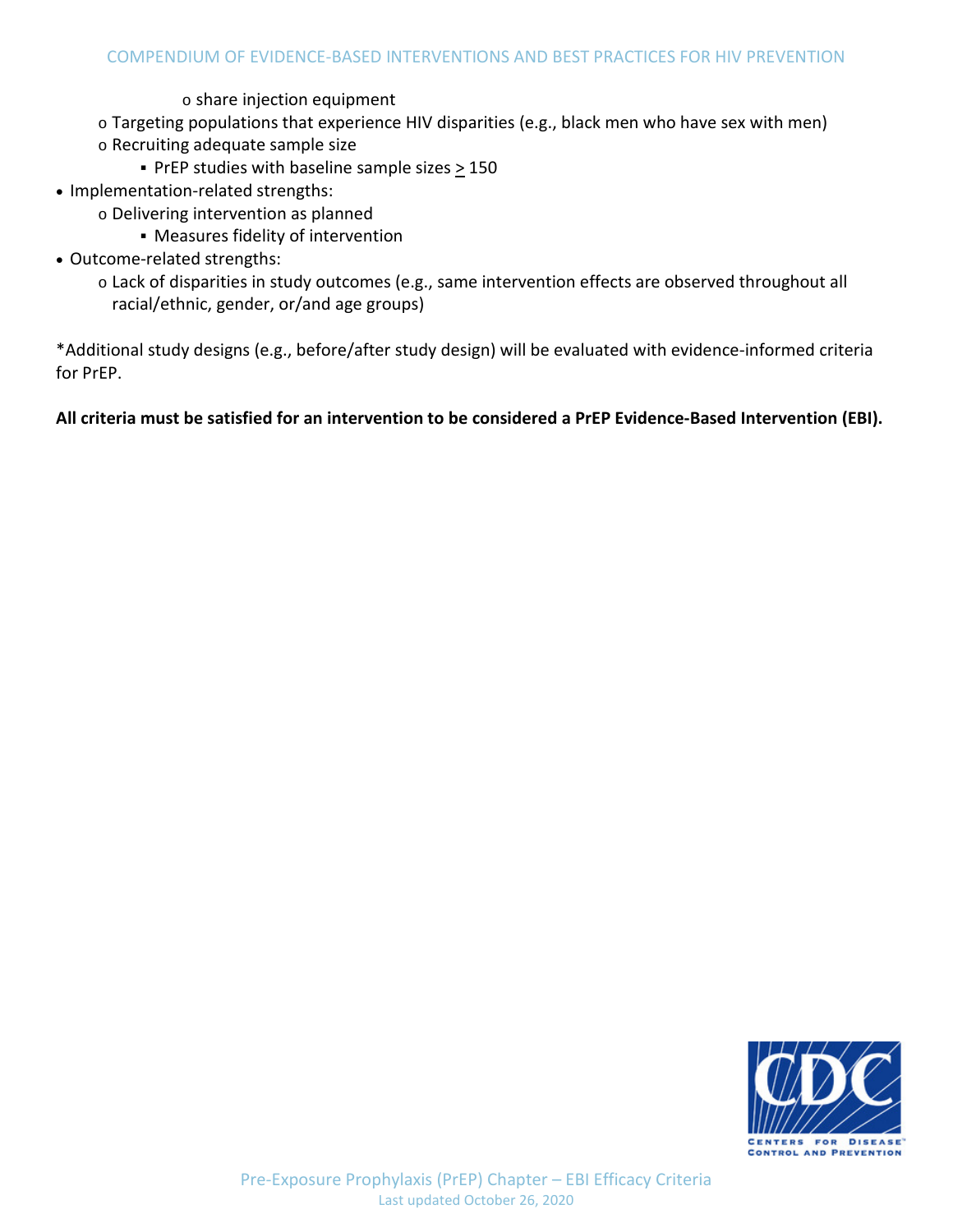- share injection equipment
  - Targeting populations that experience HIV disparities (e.g., black men who have sex with men)
  - Recruiting adequate sample size
    - PrEP studies with baseline sample sizes ≥ 150
- Implementation-related strengths:
  - Delivering intervention as planned
    - Measures fidelity of intervention
- Outcome-related strengths:
  - Lack of disparities in study outcomes (e.g., same intervention effects are observed throughout all racial/ethnic, gender, or/and age groups)

*Additional study designs (e.g., before/after study design) will be evaluated with evidence-informed criteria for PrEP.

**All criteria must be satisfied for an intervention to be considered a PrEP Evidence-Based Intervention (EBI).**